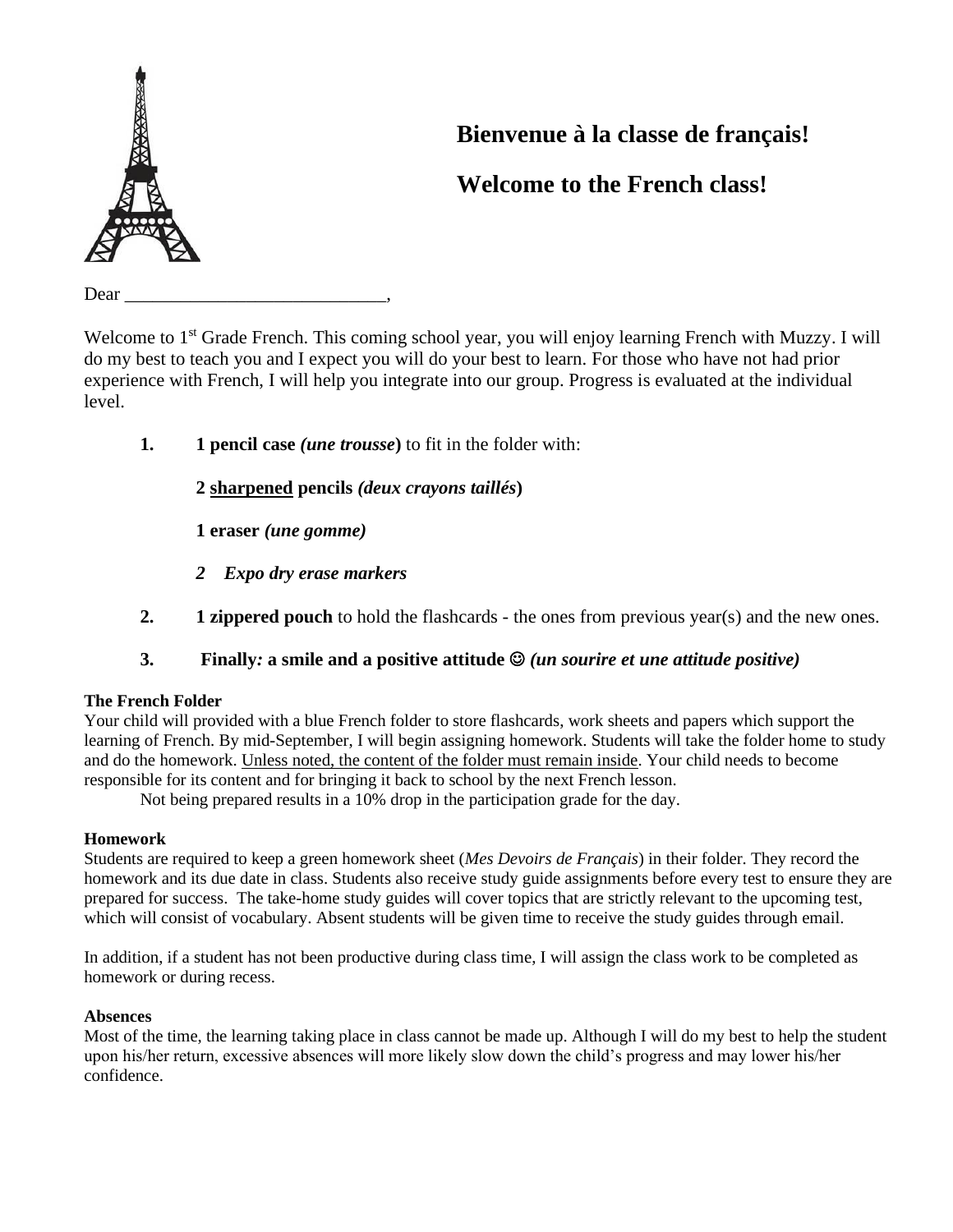# Bienvenue à la classe de français!

# Welcome to the French class!

Dear ____________________________,

Welcome to 1st Grade French. This coming school year, you will enjoy learning French with Muzzy. I will do my best to teach you and I expect you will do your best to learn. For those who have not had prior experience with French, I will help you integrate into our group. Progress is evaluated at the individual level.

1. **1 pencil case *(une trousse)*** to fit in the folder with:

   **2 sharpened pencils *(deux crayons taillés*)**

   **1 eraser *(une gomme)***

   ***2 Expo dry erase markers***

2. **1 zippered pouch** to hold the flashcards - the ones from previous year(s) and the new ones.

3. **Finally*:* a smile and a positive attitude ☺ *(un sourire et une attitude positive)***

**The French Folder**

Your child will provided with a blue French folder to store flashcards, work sheets and papers which support the learning of French. By mid-September, I will begin assigning homework. Students will take the folder home to study and do the homework. Unless noted, the content of the folder must remain inside. Your child needs to become responsible for its content and for bringing it back to school by the next French lesson.

Not being prepared results in a 10% drop in the participation grade for the day.

**Homework**

Students are required to keep a green homework sheet (*Mes Devoirs de Français*) in their folder. They record the homework and its due date in class. Students also receive study guide assignments before every test to ensure they are prepared for success. The take-home study guides will cover topics that are strictly relevant to the upcoming test, which will consist of vocabulary. Absent students will be given time to receive the study guides through email.

In addition, if a student has not been productive during class time, I will assign the class work to be completed as homework or during recess.

**Absences**

Most of the time, the learning taking place in class cannot be made up. Although I will do my best to help the student upon his/her return, excessive absences will more likely slow down the child's progress and may lower his/her confidence.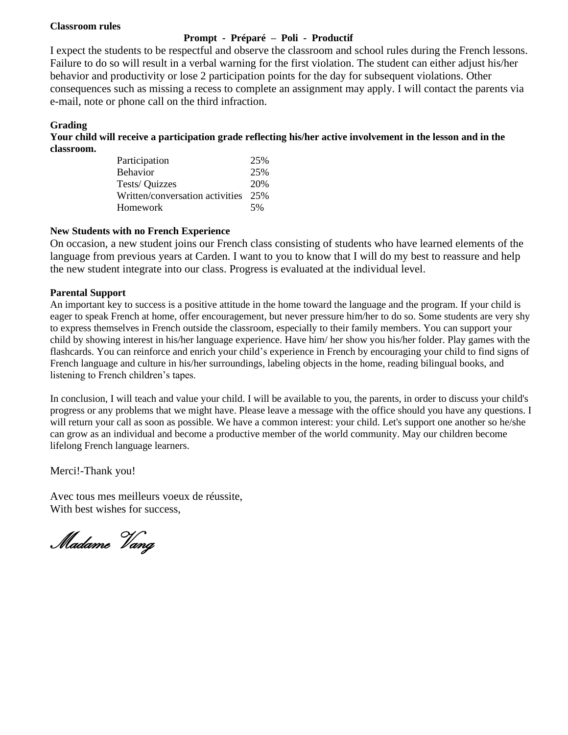**Classroom rules**

**Prompt - Préparé – Poli - Productif**

I expect the students to be respectful and observe the classroom and school rules during the French lessons. Failure to do so will result in a verbal warning for the first violation. The student can either adjust his/her behavior and productivity or lose 2 participation points for the day for subsequent violations. Other consequences such as missing a recess to complete an assignment may apply. I will contact the parents via e-mail, note or phone call on the third infraction.

**Grading**

**Your child will receive a participation grade reflecting his/her active involvement in the lesson and in the classroom.**

| | |
|---|---|
| Participation | 25% |
| Behavior | 25% |
| Tests/ Quizzes | 20% |
| Written/conversation activities | 25% |
| Homework | 5% |

**New Students with no French Experience**

On occasion, a new student joins our French class consisting of students who have learned elements of the language from previous years at Carden. I want to you to know that I will do my best to reassure and help the new student integrate into our class. Progress is evaluated at the individual level.

**Parental Support**

An important key to success is a positive attitude in the home toward the language and the program. If your child is eager to speak French at home, offer encouragement, but never pressure him/her to do so. Some students are very shy to express themselves in French outside the classroom, especially to their family members. You can support your child by showing interest in his/her language experience. Have him/ her show you his/her folder. Play games with the flashcards. You can reinforce and enrich your child's experience in French by encouraging your child to find signs of French language and culture in his/her surroundings, labeling objects in the home, reading bilingual books, and listening to French children's tapes.

In conclusion, I will teach and value your child. I will be available to you, the parents, in order to discuss your child's progress or any problems that we might have. Please leave a message with the office should you have any questions. I will return your call as soon as possible. We have a common interest: your child. Let's support one another so he/she can grow as an individual and become a productive member of the world community. May our children become lifelong French language learners.

Merci!-Thank you!

Avec tous mes meilleurs voeux de réussite,
With best wishes for success,

*Madame Vang*